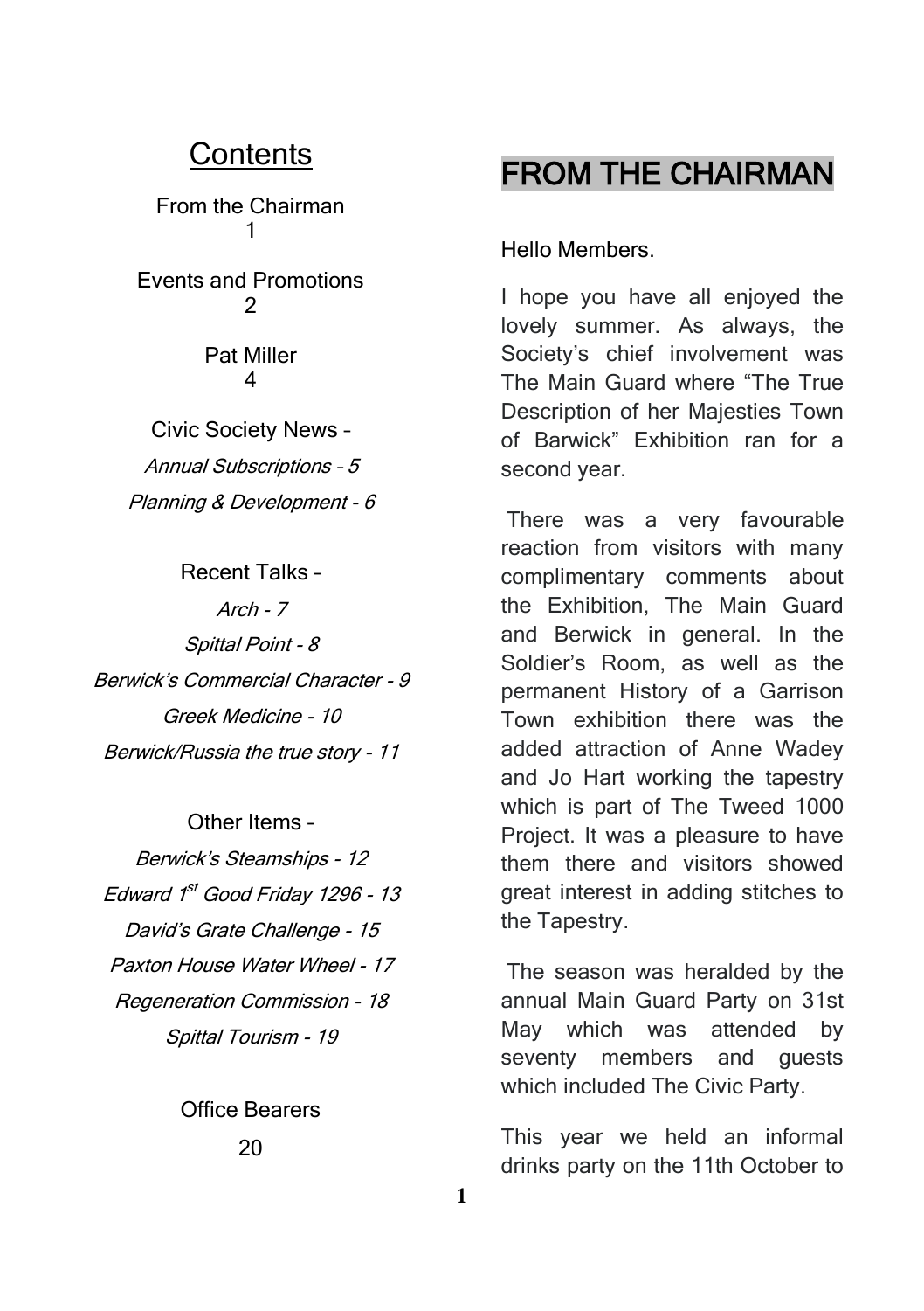## Contents

From the Chairman 1

Events and Promotions 2

Pat Miller 4

Civic Society News –

*Annual Subscriptions – 5*

*Planning & Development - 6*

Recent Talks –

*Arch - 7*

*Spittal Point - 8*

*Berwick's Commercial Character - 9*

*Greek Medicine - 10*

*Berwick/Russia the true story - 11*

Other Items –

*Berwick's Steamships - 12*

*Edward 1st Good Friday 1296 - 13*

*David's Grate Challenge - 15*

*Paxton House Water Wheel - 17*

*Regeneration Commission - 18*

*Spittal Tourism - 19*

Office Bearers 20

# FROM THE CHAIRMAN

Hello Members.

I hope you have all enjoyed the lovely summer. As always, the Society's chief involvement was The Main Guard where "The True Description of her Majesties Town of Barwick" Exhibition ran for a second year.

There was a very favourable reaction from visitors with many complimentary comments about the Exhibition, The Main Guard and Berwick in general. In the Soldier's Room, as well as the permanent History of a Garrison Town exhibition there was the added attraction of Anne Wadey and Jo Hart working the tapestry which is part of The Tweed 1000 Project. It was a pleasure to have them there and visitors showed great interest in adding stitches to the Tapestry.

The season was heralded by the annual Main Guard Party on 31st May which was attended by seventy members and guests which included The Civic Party.

This year we held an informal drinks party on the 11th October to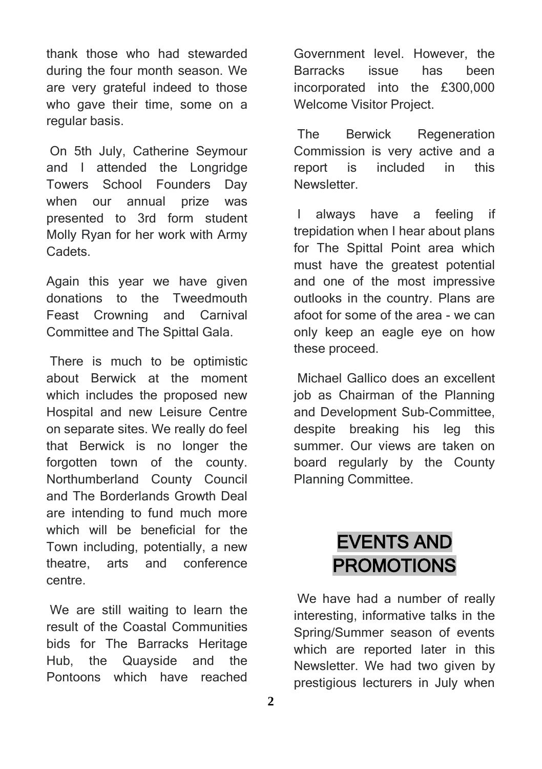thank those who had stewarded during the four month season. We are very grateful indeed to those who gave their time, some on a regular basis.

On 5th July, Catherine Seymour and I attended the Longridge Towers School Founders Day when our annual prize was presented to 3rd form student Molly Ryan for her work with Army Cadets.

Again this year we have given donations to the Tweedmouth Feast Crowning and Carnival Committee and The Spittal Gala.

There is much to be optimistic about Berwick at the moment which includes the proposed new Hospital and new Leisure Centre on separate sites. We really do feel that Berwick is no longer the forgotten town of the county. Northumberland County Council and The Borderlands Growth Deal are intending to fund much more which will be beneficial for the Town including, potentially, a new theatre, arts and conference centre.

We are still waiting to learn the result of the Coastal Communities bids for The Barracks Heritage Hub, the Quayside and the Pontoons which have reached Government level. However, the Barracks issue has been incorporated into the £300,000 Welcome Visitor Project.

The Berwick Regeneration Commission is very active and a report is included in this Newsletter.

I always have a feeling if trepidation when I hear about plans for The Spittal Point area which must have the greatest potential and one of the most impressive outlooks in the country. Plans are afoot for some of the area - we can only keep an eagle eye on how these proceed.

Michael Gallico does an excellent job as Chairman of the Planning and Development Sub-Committee, despite breaking his leg this summer. Our views are taken on board regularly by the County Planning Committee.

## EVENTS AND PROMOTIONS

We have had a number of really interesting, informative talks in the Spring/Summer season of events which are reported later in this Newsletter. We had two given by prestigious lecturers in July when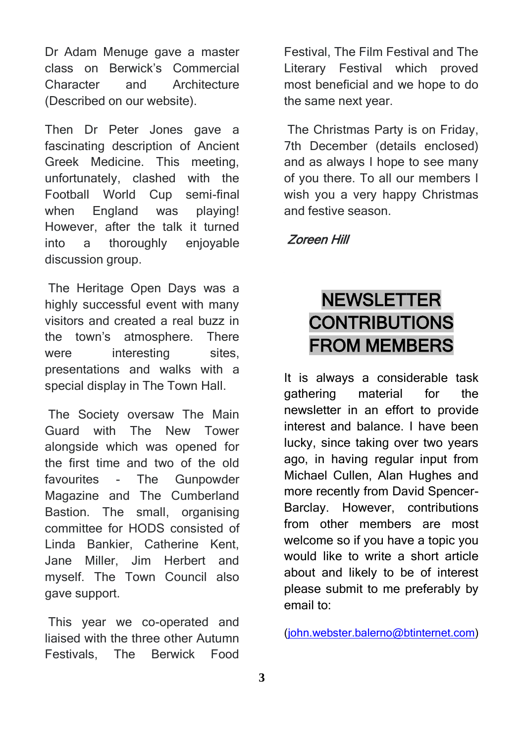Dr Adam Menuge gave a master class on Berwick's Commercial Character and Architecture (Described on our website).

Then Dr Peter Jones gave a fascinating description of Ancient Greek Medicine. This meeting, unfortunately, clashed with the Football World Cup semi-final when England was playing! However, after the talk it turned into a thoroughly enjoyable discussion group.

The Heritage Open Days was a highly successful event with many visitors and created a real buzz in the town's atmosphere. There were interesting sites, presentations and walks with a special display in The Town Hall.

The Society oversaw The Main Guard with The New Tower alongside which was opened for the first time and two of the old favourites - The Gunpowder Magazine and The Cumberland Bastion. The small, organising committee for HODS consisted of Linda Bankier, Catherine Kent, Jane Miller, Jim Herbert and myself. The Town Council also gave support.

This year we co-operated and liaised with the three other Autumn Festivals, The Berwick Food Festival, The Film Festival and The Literary Festival which proved most beneficial and we hope to do the same next year.

The Christmas Party is on Friday, 7th December (details enclosed) and as always I hope to see many of you there. To all our members I wish you a very happy Christmas and festive season.

*Zoreen Hill*

## NEWSLETTER CONTRIBUTIONS FROM MEMBERS

It is always a considerable task gathering material for the newsletter in an effort to provide interest and balance. I have been lucky, since taking over two years ago, in having regular input from Michael Cullen, Alan Hughes and more recently from David Spencer-Barclay. However, contributions from other members are most welcome so if you have a topic you would like to write a short article about and likely to be of interest please submit to me preferably by email to:

(john.webster.balerno@btinternet.com)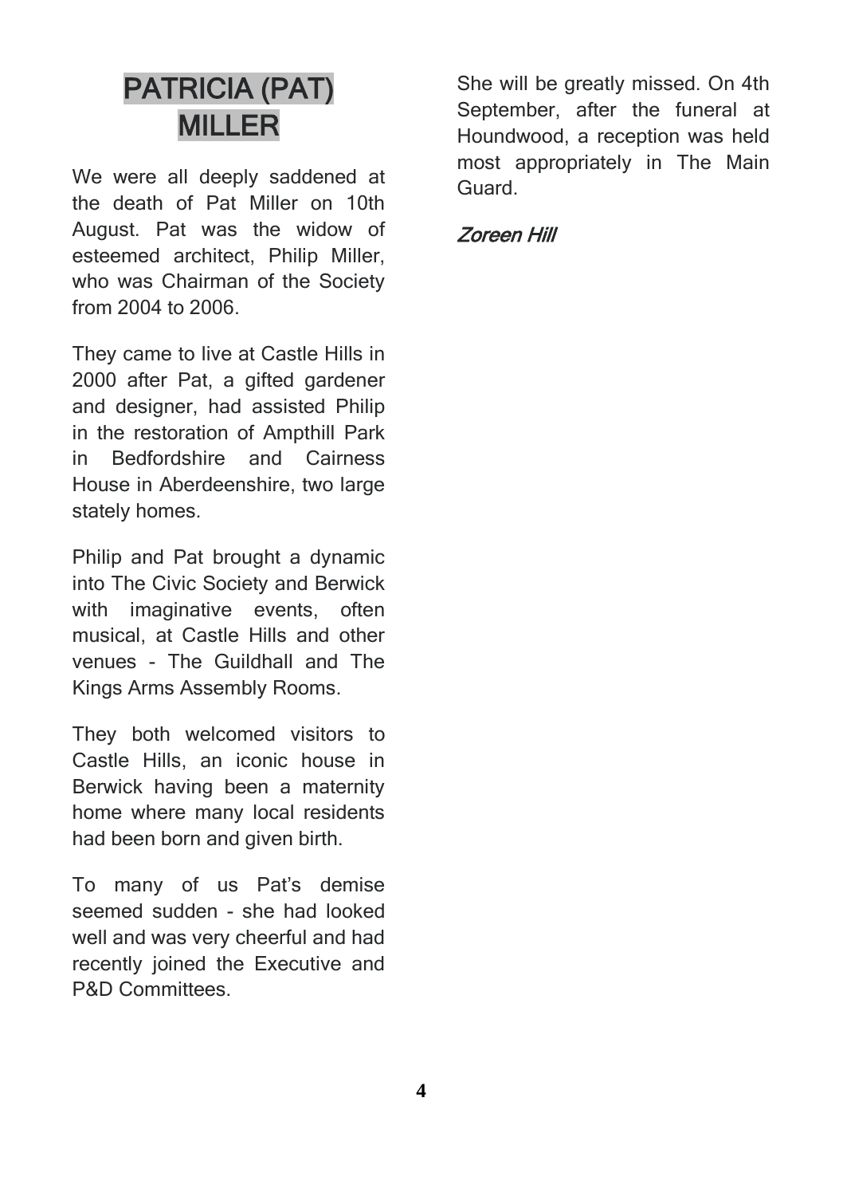# PATRICIA (PAT) MILLER

We were all deeply saddened at the death of Pat Miller on 10th August. Pat was the widow of esteemed architect, Philip Miller, who was Chairman of the Society from 2004 to 2006.

They came to live at Castle Hills in 2000 after Pat, a gifted gardener and designer, had assisted Philip in the restoration of Ampthill Park in Bedfordshire and Cairness House in Aberdeenshire, two large stately homes.

Philip and Pat brought a dynamic into The Civic Society and Berwick with imaginative events, often musical, at Castle Hills and other venues - The Guildhall and The Kings Arms Assembly Rooms.

They both welcomed visitors to Castle Hills, an iconic house in Berwick having been a maternity home where many local residents had been born and given birth.

To many of us Pat's demise seemed sudden - she had looked well and was very cheerful and had recently joined the Executive and P&D Committees.

She will be greatly missed. On 4th September, after the funeral at Houndwood, a reception was held most appropriately in The Main Guard.

*Zoreen Hill*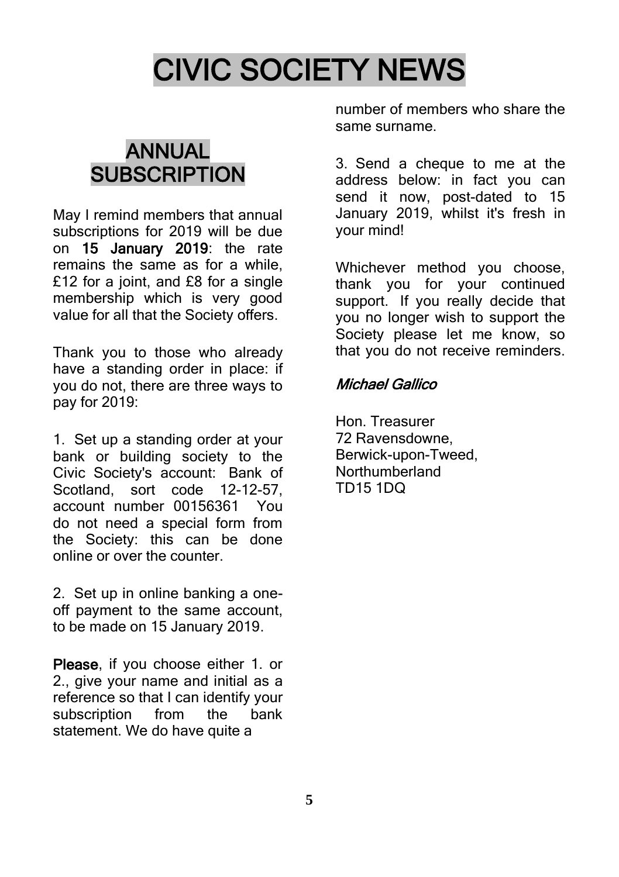# CIVIC SOCIETY NEWS

## ANNUAL SUBSCRIPTION

May I remind members that annual subscriptions for 2019 will be due on **15 January 2019**: the rate remains the same as for a while, £12 for a joint, and £8 for a single membership which is very good value for all that the Society offers.

Thank you to those who already have a standing order in place: if you do not, there are three ways to pay for 2019:

1. Set up a standing order at your bank or building society to the Civic Society's account: Bank of Scotland, sort code 12-12-57, account number 00156361 You do not need a special form from the Society: this can be done online or over the counter.

2. Set up in online banking a one-off payment to the same account, to be made on 15 January 2019.

**Please**, if you choose either 1. or 2., give your name and initial as a reference so that I can identify your subscription from the bank statement. We do have quite a number of members who share the same surname.

3. Send a cheque to me at the address below: in fact you can send it now, post-dated to 15 January 2019, whilst it's fresh in your mind!

Whichever method you choose, thank you for your continued support. If you really decide that you no longer wish to support the Society please let me know, so that you do not receive reminders.

*Michael Gallico*

Hon. Treasurer
72 Ravensdowne,
Berwick-upon-Tweed,
Northumberland
TD15 1DQ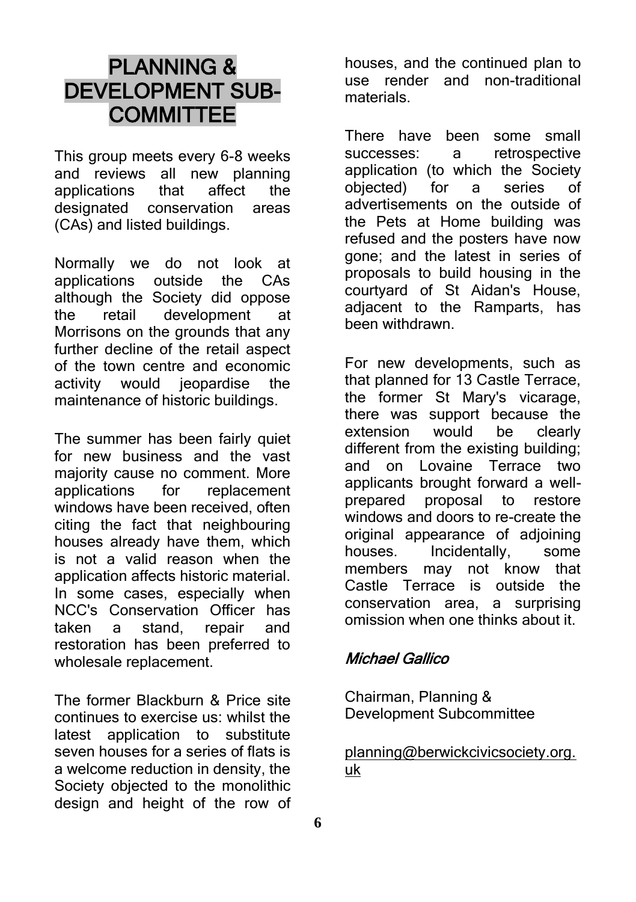# PLANNING & DEVELOPMENT SUB-COMMITTEE

This group meets every 6-8 weeks and reviews all new planning applications that affect the designated conservation areas (CAs) and listed buildings.

Normally we do not look at applications outside the CAs although the Society did oppose the retail development at Morrisons on the grounds that any further decline of the retail aspect of the town centre and economic activity would jeopardise the maintenance of historic buildings.

The summer has been fairly quiet for new business and the vast majority cause no comment. More applications for replacement windows have been received, often citing the fact that neighbouring houses already have them, which is not a valid reason when the application affects historic material. In some cases, especially when NCC's Conservation Officer has taken a stand, repair and restoration has been preferred to wholesale replacement.

The former Blackburn & Price site continues to exercise us: whilst the latest application to substitute seven houses for a series of flats is a welcome reduction in density, the Society objected to the monolithic design and height of the row of houses, and the continued plan to use render and non-traditional materials.

There have been some small successes: a retrospective application (to which the Society objected) for a series of advertisements on the outside of the Pets at Home building was refused and the posters have now gone; and the latest in series of proposals to build housing in the courtyard of St Aidan's House, adjacent to the Ramparts, has been withdrawn.

For new developments, such as that planned for 13 Castle Terrace, the former St Mary's vicarage, there was support because the extension would be clearly different from the existing building; and on Lovaine Terrace two applicants brought forward a well-prepared proposal to restore windows and doors to re-create the original appearance of adjoining houses. Incidentally, some members may not know that Castle Terrace is outside the conservation area, a surprising omission when one thinks about it.

*Michael Gallico*

Chairman, Planning & Development Subcommittee

planning@berwickcivicsociety.org.uk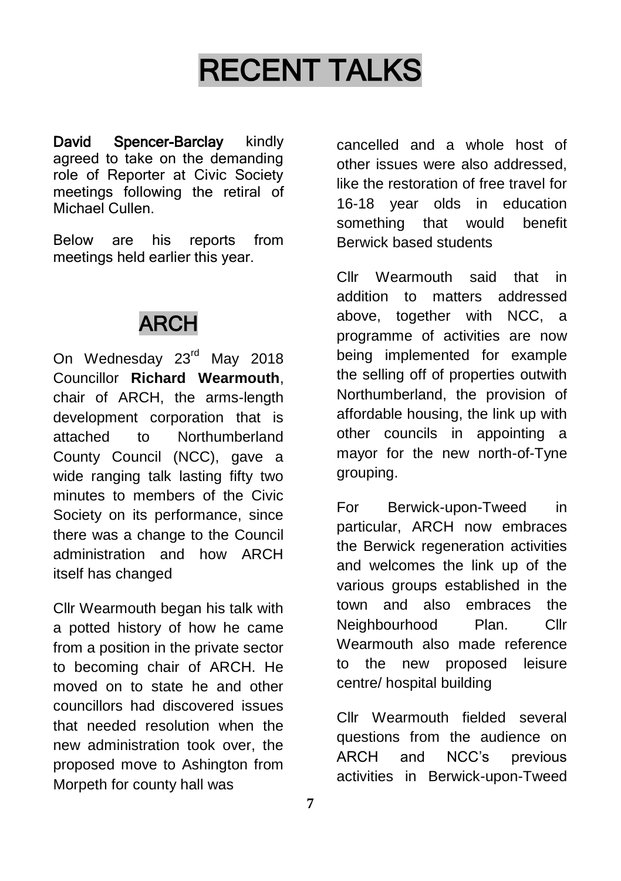# RECENT TALKS

**David Spencer-Barclay** kindly agreed to take on the demanding role of Reporter at Civic Society meetings following the retiral of Michael Cullen.

Below are his reports from meetings held earlier this year.

## ARCH

On Wednesday 23rd May 2018 Councillor **Richard Wearmouth**, chair of ARCH, the arms-length development corporation that is attached to Northumberland County Council (NCC), gave a wide ranging talk lasting fifty two minutes to members of the Civic Society on its performance, since there was a change to the Council administration and how ARCH itself has changed

Cllr Wearmouth began his talk with a potted history of how he came from a position in the private sector to becoming chair of ARCH. He moved on to state he and other councillors had discovered issues that needed resolution when the new administration took over, the proposed move to Ashington from Morpeth for county hall was cancelled and a whole host of other issues were also addressed, like the restoration of free travel for 16-18 year olds in education something that would benefit Berwick based students

Cllr Wearmouth said that in addition to matters addressed above, together with NCC, a programme of activities are now being implemented for example the selling off of properties outwith Northumberland, the provision of affordable housing, the link up with other councils in appointing a mayor for the new north-of-Tyne grouping.

For Berwick-upon-Tweed in particular, ARCH now embraces the Berwick regeneration activities and welcomes the link up of the various groups established in the town and also embraces the Neighbourhood Plan. Cllr Wearmouth also made reference to the new proposed leisure centre/ hospital building

Cllr Wearmouth fielded several questions from the audience on ARCH and NCC's previous activities in Berwick-upon-Tweed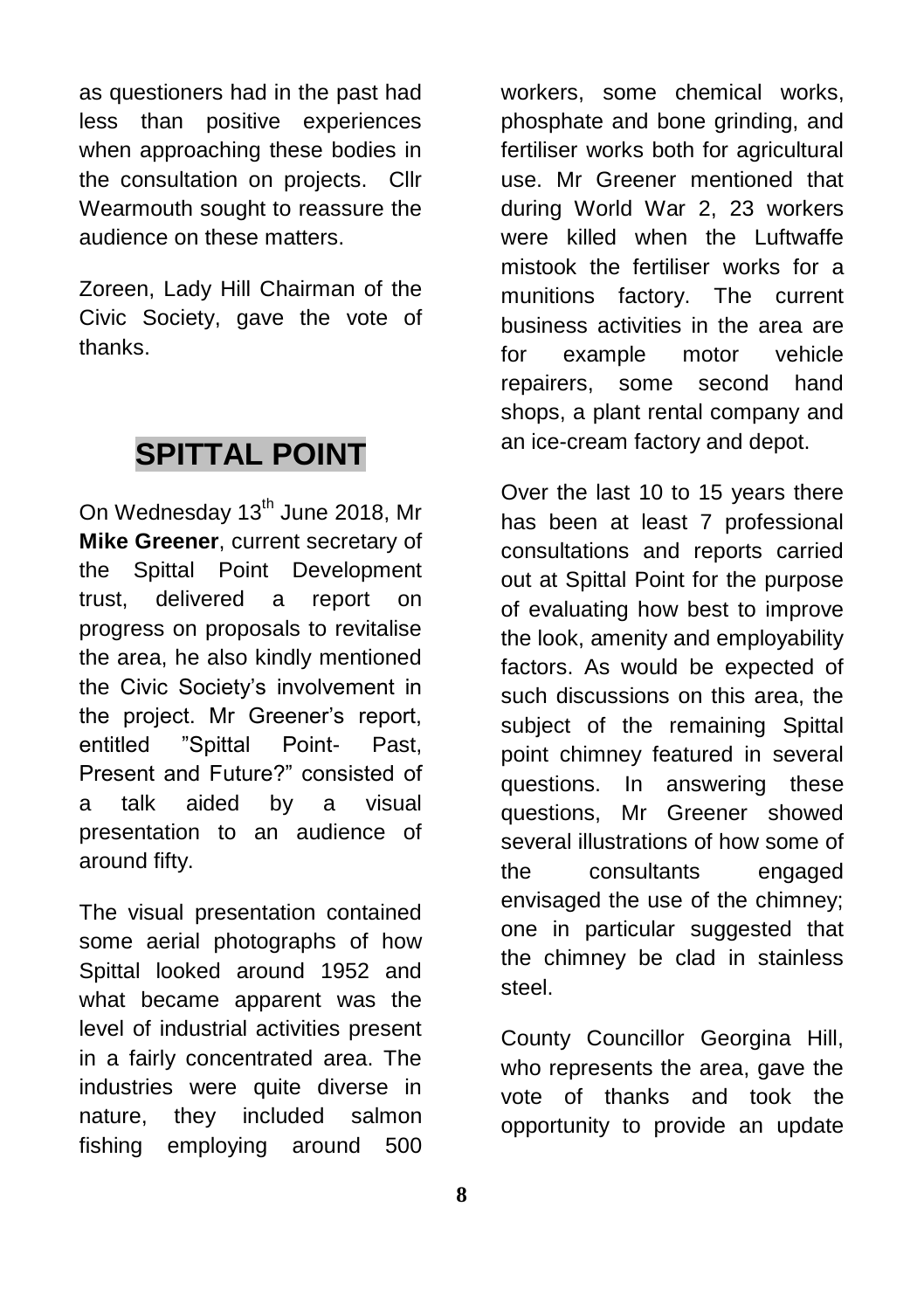as questioners had in the past had less than positive experiences when approaching these bodies in the consultation on projects. Cllr Wearmouth sought to reassure the audience on these matters.

Zoreen, Lady Hill Chairman of the Civic Society, gave the vote of thanks.

## SPITTAL POINT

On Wednesday 13th June 2018, Mr **Mike Greener**, current secretary of the Spittal Point Development trust, delivered a report on progress on proposals to revitalise the area, he also kindly mentioned the Civic Society's involvement in the project. Mr Greener's report, entitled "Spittal Point- Past, Present and Future?" consisted of a talk aided by a visual presentation to an audience of around fifty.

The visual presentation contained some aerial photographs of how Spittal looked around 1952 and what became apparent was the level of industrial activities present in a fairly concentrated area. The industries were quite diverse in nature, they included salmon fishing employing around 500 workers, some chemical works, phosphate and bone grinding, and fertiliser works both for agricultural use. Mr Greener mentioned that during World War 2, 23 workers were killed when the Luftwaffe mistook the fertiliser works for a munitions factory. The current business activities in the area are for example motor vehicle repairers, some second hand shops, a plant rental company and an ice-cream factory and depot.

Over the last 10 to 15 years there has been at least 7 professional consultations and reports carried out at Spittal Point for the purpose of evaluating how best to improve the look, amenity and employability factors. As would be expected of such discussions on this area, the subject of the remaining Spittal point chimney featured in several questions. In answering these questions, Mr Greener showed several illustrations of how some of the consultants engaged envisaged the use of the chimney; one in particular suggested that the chimney be clad in stainless steel.

County Councillor Georgina Hill, who represents the area, gave the vote of thanks and took the opportunity to provide an update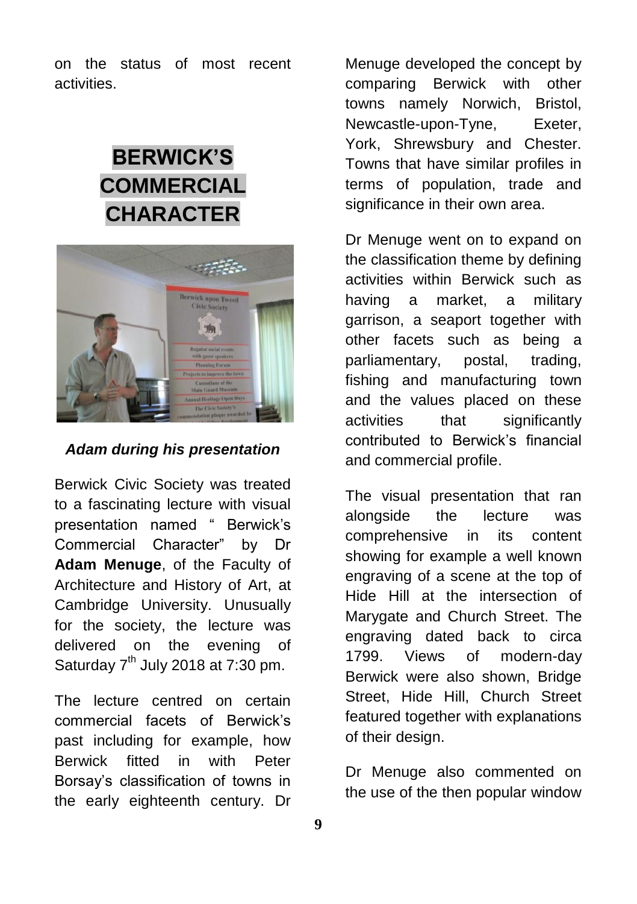on the status of most recent activities.

# BERWICK'S COMMERCIAL CHARACTER

***Adam during his presentation***

Berwick Civic Society was treated to a fascinating lecture with visual presentation named " Berwick's Commercial Character" by Dr **Adam Menuge**, of the Faculty of Architecture and History of Art, at Cambridge University. Unusually for the society, the lecture was delivered on the evening of Saturday 7th July 2018 at 7:30 pm.

The lecture centred on certain commercial facets of Berwick's past including for example, how Berwick fitted in with Peter Borsay's classification of towns in the early eighteenth century. Dr Menuge developed the concept by comparing Berwick with other towns namely Norwich, Bristol, Newcastle-upon-Tyne, Exeter, York, Shrewsbury and Chester. Towns that have similar profiles in terms of population, trade and significance in their own area.

Dr Menuge went on to expand on the classification theme by defining activities within Berwick such as having a market, a military garrison, a seaport together with other facets such as being a parliamentary, postal, trading, fishing and manufacturing town and the values placed on these activities that significantly contributed to Berwick's financial and commercial profile.

The visual presentation that ran alongside the lecture was comprehensive in its content showing for example a well known engraving of a scene at the top of Hide Hill at the intersection of Marygate and Church Street. The engraving dated back to circa 1799. Views of modern-day Berwick were also shown, Bridge Street, Hide Hill, Church Street featured together with explanations of their design.

Dr Menuge also commented on the use of the then popular window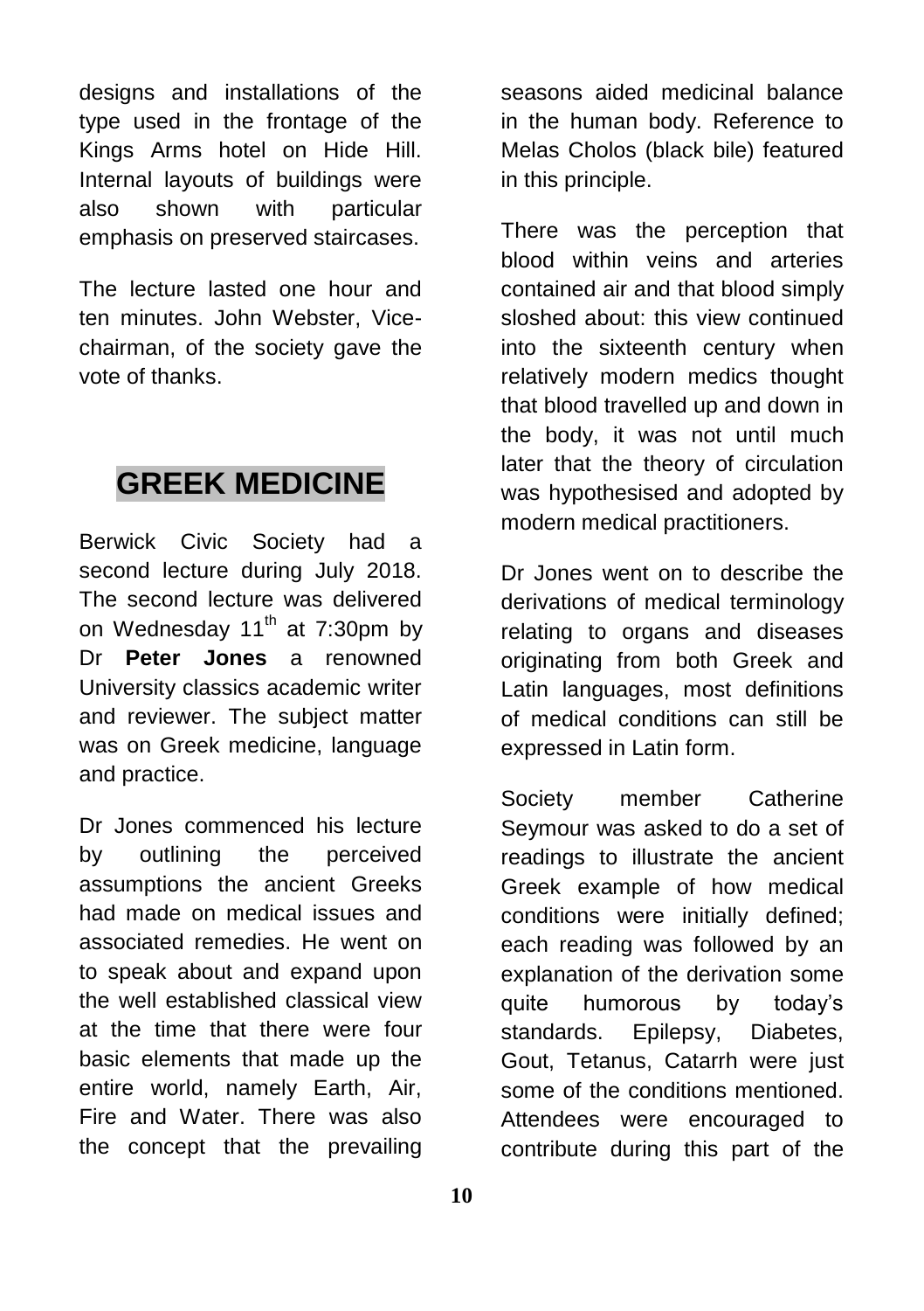designs and installations of the type used in the frontage of the Kings Arms hotel on Hide Hill. Internal layouts of buildings were also shown with particular emphasis on preserved staircases.

The lecture lasted one hour and ten minutes. John Webster, Vice-chairman, of the society gave the vote of thanks.

## GREEK MEDICINE

Berwick Civic Society had a second lecture during July 2018. The second lecture was delivered on Wednesday 11th at 7:30pm by Dr **Peter Jones** a renowned University classics academic writer and reviewer. The subject matter was on Greek medicine, language and practice.

Dr Jones commenced his lecture by outlining the perceived assumptions the ancient Greeks had made on medical issues and associated remedies. He went on to speak about and expand upon the well established classical view at the time that there were four basic elements that made up the entire world, namely Earth, Air, Fire and Water. There was also the concept that the prevailing seasons aided medicinal balance in the human body. Reference to Melas Cholos (black bile) featured in this principle.

There was the perception that blood within veins and arteries contained air and that blood simply sloshed about: this view continued into the sixteenth century when relatively modern medics thought that blood travelled up and down in the body, it was not until much later that the theory of circulation was hypothesised and adopted by modern medical practitioners.

Dr Jones went on to describe the derivations of medical terminology relating to organs and diseases originating from both Greek and Latin languages, most definitions of medical conditions can still be expressed in Latin form.

Society member Catherine Seymour was asked to do a set of readings to illustrate the ancient Greek example of how medical conditions were initially defined; each reading was followed by an explanation of the derivation some quite humorous by today's standards. Epilepsy, Diabetes, Gout, Tetanus, Catarrh were just some of the conditions mentioned. Attendees were encouraged to contribute during this part of the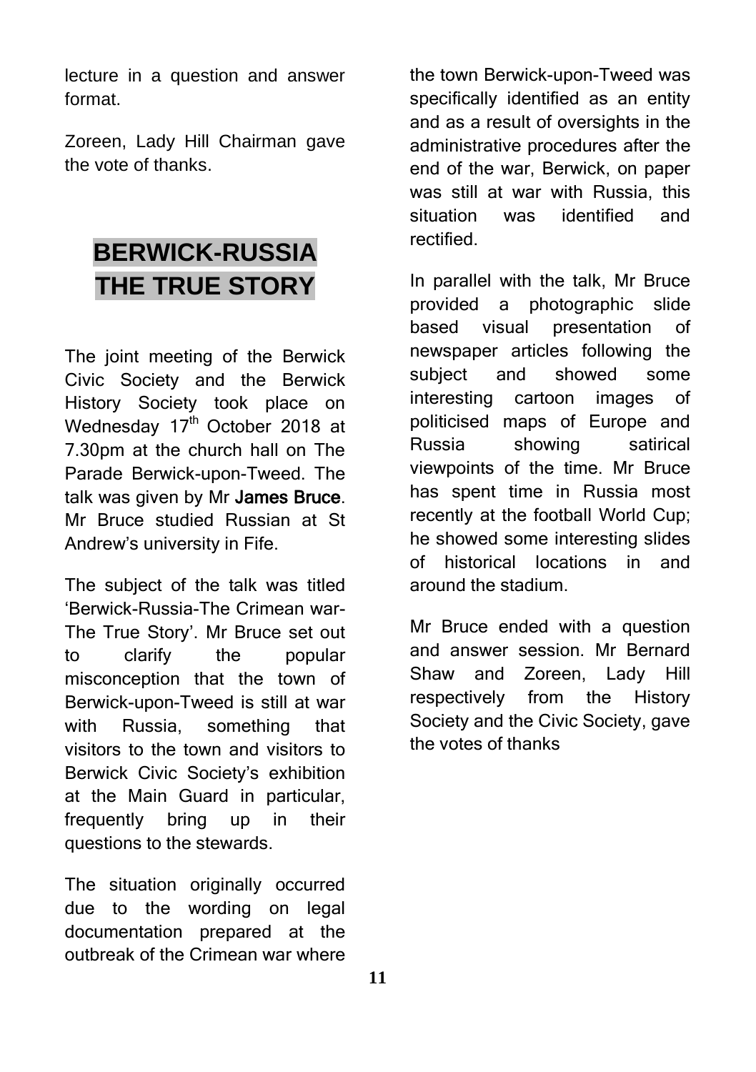lecture in a question and answer format.

Zoreen, Lady Hill Chairman gave the vote of thanks.

## BERWICK-RUSSIA THE TRUE STORY

The joint meeting of the Berwick Civic Society and the Berwick History Society took place on Wednesday 17th October 2018 at 7.30pm at the church hall on The Parade Berwick-upon-Tweed. The talk was given by Mr **James Bruce**. Mr Bruce studied Russian at St Andrew's university in Fife.

The subject of the talk was titled 'Berwick-Russia-The Crimean war-The True Story'. Mr Bruce set out to clarify the popular misconception that the town of Berwick-upon-Tweed is still at war with Russia, something that visitors to the town and visitors to Berwick Civic Society's exhibition at the Main Guard in particular, frequently bring up in their questions to the stewards.

The situation originally occurred due to the wording on legal documentation prepared at the outbreak of the Crimean war where the town Berwick-upon-Tweed was specifically identified as an entity and as a result of oversights in the administrative procedures after the end of the war, Berwick, on paper was still at war with Russia, this situation was identified and rectified.

In parallel with the talk, Mr Bruce provided a photographic slide based visual presentation of newspaper articles following the subject and showed some interesting cartoon images of politicised maps of Europe and Russia showing satirical viewpoints of the time. Mr Bruce has spent time in Russia most recently at the football World Cup; he showed some interesting slides of historical locations in and around the stadium.

Mr Bruce ended with a question and answer session. Mr Bernard Shaw and Zoreen, Lady Hill respectively from the History Society and the Civic Society, gave the votes of thanks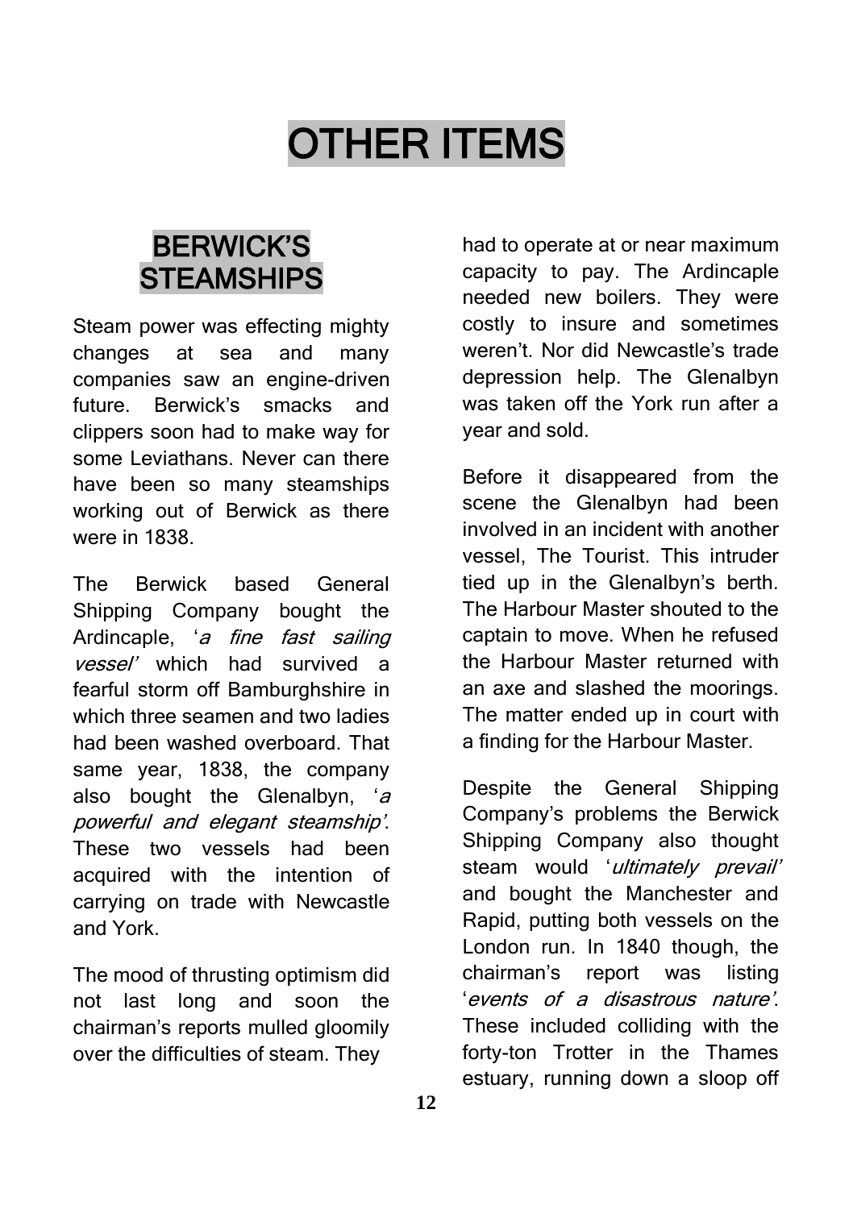# OTHER ITEMS

## BERWICK'S STEAMSHIPS

Steam power was effecting mighty changes at sea and many companies saw an engine-driven future. Berwick's smacks and clippers soon had to make way for some Leviathans. Never can there have been so many steamships working out of Berwick as there were in 1838.

The Berwick based General Shipping Company bought the Ardincaple, '*a fine fast sailing vessel*' which had survived a fearful storm off Bamburghshire in which three seamen and two ladies had been washed overboard. That same year, 1838, the company also bought the Glenalbyn, '*a powerful and elegant steamship*'. These two vessels had been acquired with the intention of carrying on trade with Newcastle and York.

The mood of thrusting optimism did not last long and soon the chairman's reports mulled gloomily over the difficulties of steam. They had to operate at or near maximum capacity to pay. The Ardincaple needed new boilers. They were costly to insure and sometimes weren't. Nor did Newcastle's trade depression help. The Glenalbyn was taken off the York run after a year and sold.

Before it disappeared from the scene the Glenalbyn had been involved in an incident with another vessel, The Tourist. This intruder tied up in the Glenalbyn's berth. The Harbour Master shouted to the captain to move. When he refused the Harbour Master returned with an axe and slashed the moorings. The matter ended up in court with a finding for the Harbour Master.

Despite the General Shipping Company's problems the Berwick Shipping Company also thought steam would '*ultimately prevail*' and bought the Manchester and Rapid, putting both vessels on the London run. In 1840 though, the chairman's report was listing '*events of a disastrous nature*'. These included colliding with the forty-ton Trotter in the Thames estuary, running down a sloop off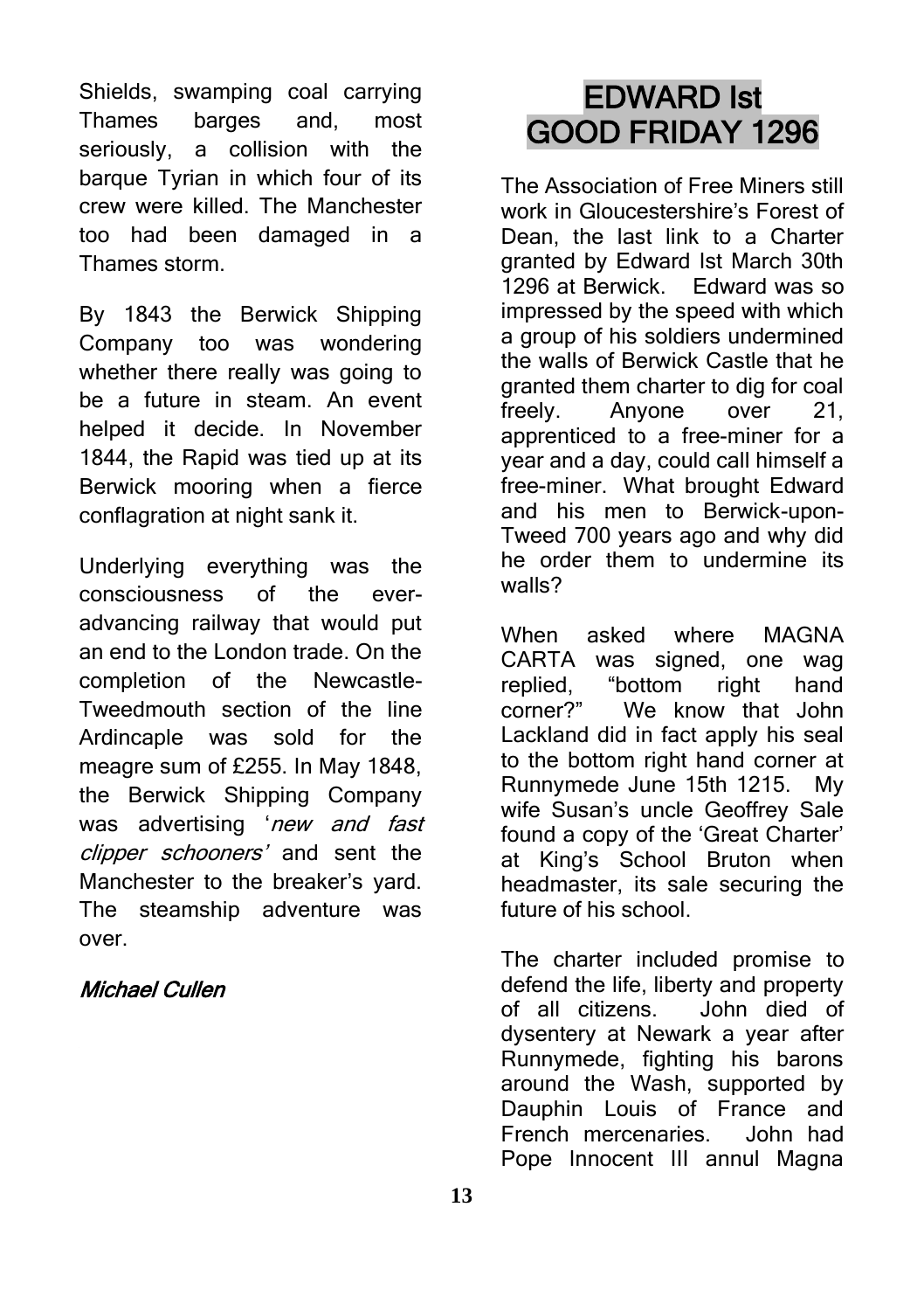Shields, swamping coal carrying Thames barges and, most seriously, a collision with the barque Tyrian in which four of its crew were killed. The Manchester too had been damaged in a Thames storm.

By 1843 the Berwick Shipping Company too was wondering whether there really was going to be a future in steam. An event helped it decide. In November 1844, the Rapid was tied up at its Berwick mooring when a fierce conflagration at night sank it.

Underlying everything was the consciousness of the ever-advancing railway that would put an end to the London trade. On the completion of the Newcastle-Tweedmouth section of the line Ardincaple was sold for the meagre sum of £255. In May 1848, the Berwick Shipping Company was advertising '*new and fast clipper schooners'* and sent the Manchester to the breaker's yard. The steamship adventure was over.

*Michael Cullen*

## EDWARD Ist GOOD FRIDAY 1296

The Association of Free Miners still work in Gloucestershire's Forest of Dean, the last link to a Charter granted by Edward Ist March 30th 1296 at Berwick. Edward was so impressed by the speed with which a group of his soldiers undermined the walls of Berwick Castle that he granted them charter to dig for coal freely. Anyone over 21, apprenticed to a free-miner for a year and a day, could call himself a free-miner. What brought Edward and his men to Berwick-upon-Tweed 700 years ago and why did he order them to undermine its walls?

When asked where MAGNA CARTA was signed, one wag replied, "bottom right hand corner?" We know that John Lackland did in fact apply his seal to the bottom right hand corner at Runnymede June 15th 1215. My wife Susan's uncle Geoffrey Sale found a copy of the 'Great Charter' at King's School Bruton when headmaster, its sale securing the future of his school.

The charter included promise to defend the life, liberty and property of all citizens. John died of dysentery at Newark a year after Runnymede, fighting his barons around the Wash, supported by Dauphin Louis of France and French mercenaries. John had Pope Innocent III annul Magna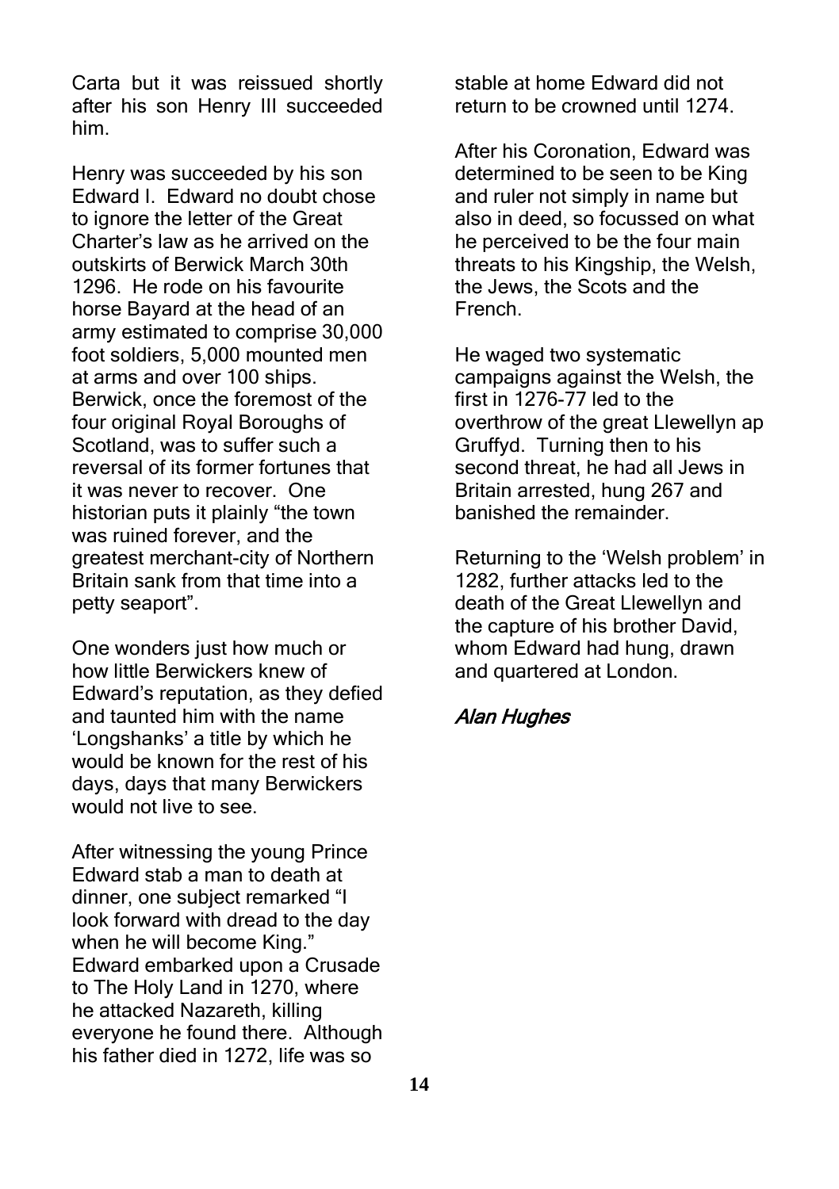Carta but it was reissued shortly after his son Henry III succeeded him.

Henry was succeeded by his son Edward I. Edward no doubt chose to ignore the letter of the Great Charter's law as he arrived on the outskirts of Berwick March 30th 1296. He rode on his favourite horse Bayard at the head of an army estimated to comprise 30,000 foot soldiers, 5,000 mounted men at arms and over 100 ships. Berwick, once the foremost of the four original Royal Boroughs of Scotland, was to suffer such a reversal of its former fortunes that it was never to recover. One historian puts it plainly "the town was ruined forever, and the greatest merchant-city of Northern Britain sank from that time into a petty seaport".

One wonders just how much or how little Berwickers knew of Edward's reputation, as they defied and taunted him with the name 'Longshanks' a title by which he would be known for the rest of his days, days that many Berwickers would not live to see.

After witnessing the young Prince Edward stab a man to death at dinner, one subject remarked "I look forward with dread to the day when he will become King." Edward embarked upon a Crusade to The Holy Land in 1270, where he attacked Nazareth, killing everyone he found there. Although his father died in 1272, life was so stable at home Edward did not return to be crowned until 1274.

After his Coronation, Edward was determined to be seen to be King and ruler not simply in name but also in deed, so focussed on what he perceived to be the four main threats to his Kingship, the Welsh, the Jews, the Scots and the French.

He waged two systematic campaigns against the Welsh, the first in 1276-77 led to the overthrow of the great Llewellyn ap Gruffyd. Turning then to his second threat, he had all Jews in Britain arrested, hung 267 and banished the remainder.

Returning to the 'Welsh problem' in 1282, further attacks led to the death of the Great Llewellyn and the capture of his brother David, whom Edward had hung, drawn and quartered at London.

*Alan Hughes*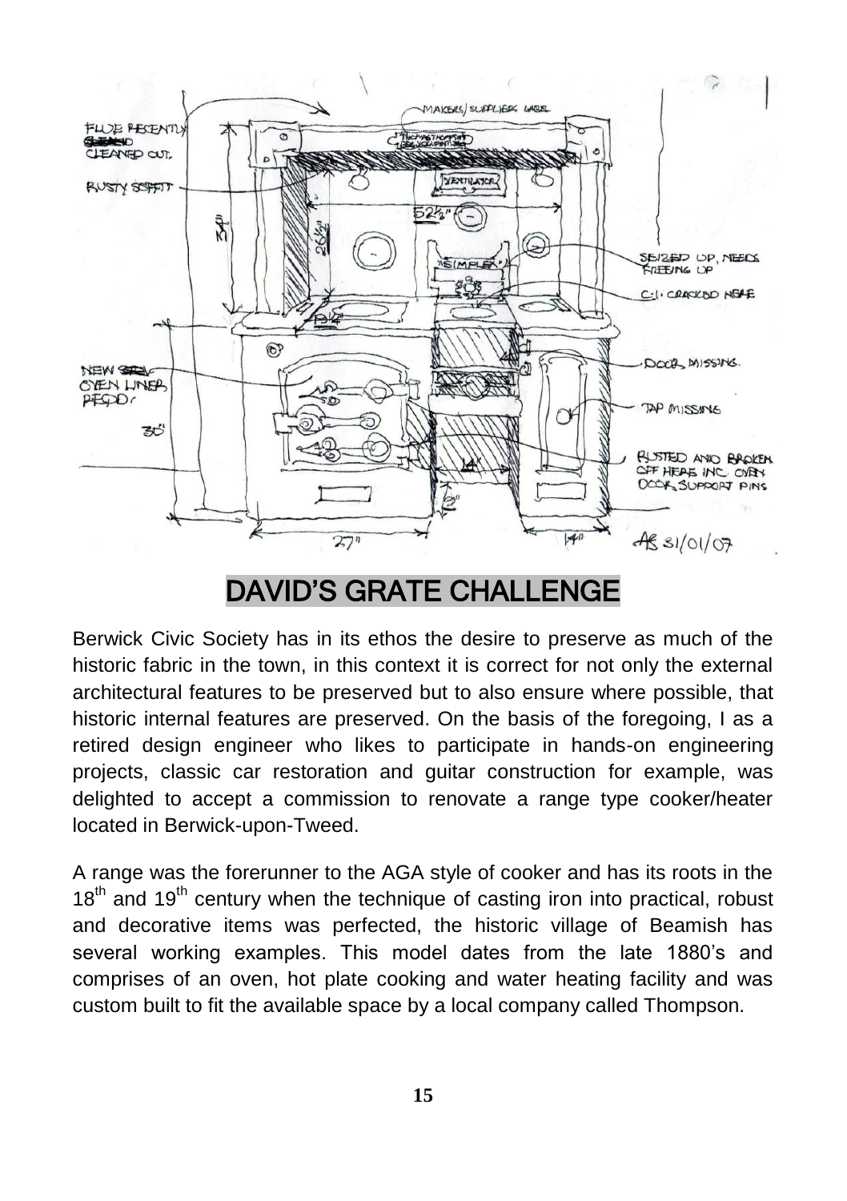# DAVID'S GRATE CHALLENGE

Berwick Civic Society has in its ethos the desire to preserve as much of the historic fabric in the town, in this context it is correct for not only the external architectural features to be preserved but to also ensure where possible, that historic internal features are preserved. On the basis of the foregoing, I as a retired design engineer who likes to participate in hands-on engineering projects, classic car restoration and guitar construction for example, was delighted to accept a commission to renovate a range type cooker/heater located in Berwick-upon-Tweed.

A range was the forerunner to the AGA style of cooker and has its roots in the 18th and 19th century when the technique of casting iron into practical, robust and decorative items was perfected, the historic village of Beamish has several working examples. This model dates from the late 1880's and comprises of an oven, hot plate cooking and water heating facility and was custom built to fit the available space by a local company called Thompson.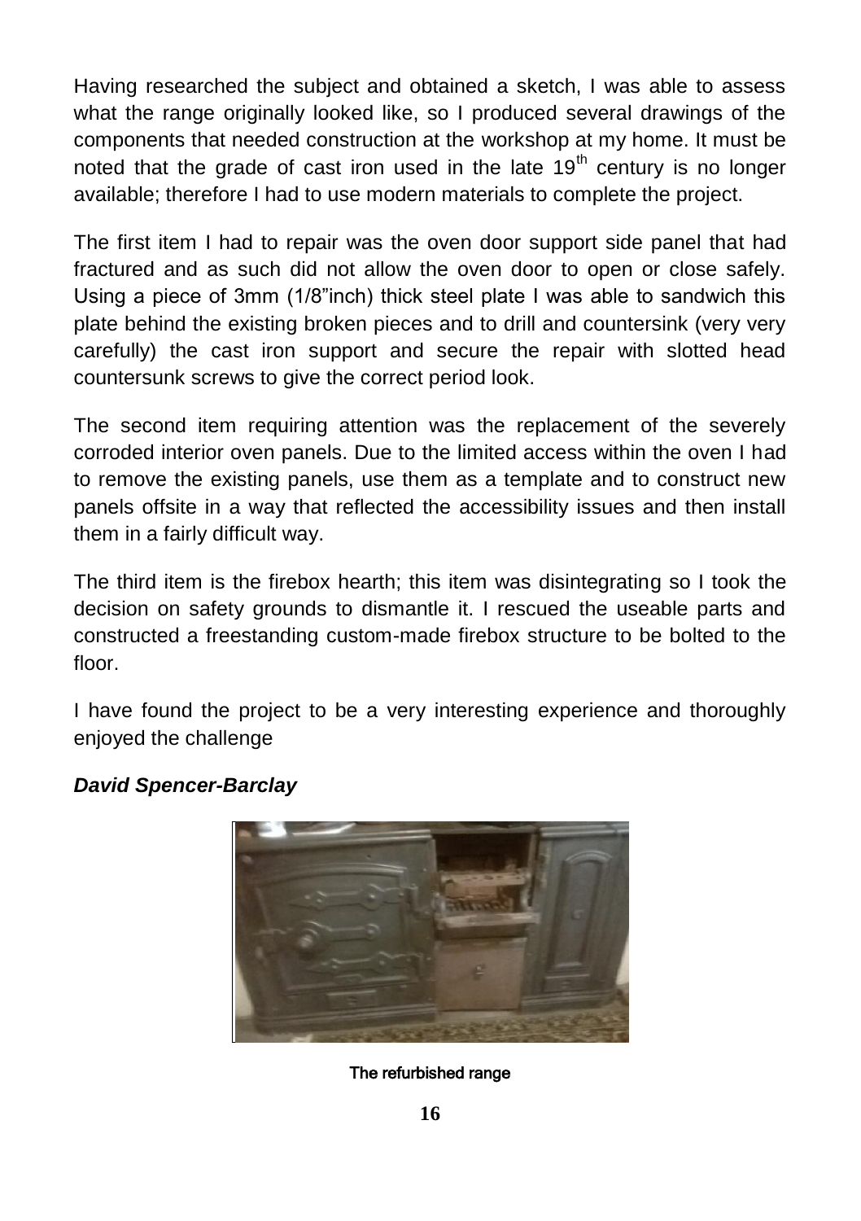Having researched the subject and obtained a sketch, I was able to assess what the range originally looked like, so I produced several drawings of the components that needed construction at the workshop at my home. It must be noted that the grade of cast iron used in the late 19th century is no longer available; therefore I had to use modern materials to complete the project.

The first item I had to repair was the oven door support side panel that had fractured and as such did not allow the oven door to open or close safely. Using a piece of 3mm (1/8"inch) thick steel plate I was able to sandwich this plate behind the existing broken pieces and to drill and countersink (very very carefully) the cast iron support and secure the repair with slotted head countersunk screws to give the correct period look.

The second item requiring attention was the replacement of the severely corroded interior oven panels. Due to the limited access within the oven I had to remove the existing panels, use them as a template and to construct new panels offsite in a way that reflected the accessibility issues and then install them in a fairly difficult way.

The third item is the firebox hearth; this item was disintegrating so I took the decision on safety grounds to dismantle it. I rescued the useable parts and constructed a freestanding custom-made firebox structure to be bolted to the floor.

I have found the project to be a very interesting experience and thoroughly enjoyed the challenge

***David Spencer-Barclay***

The refurbished range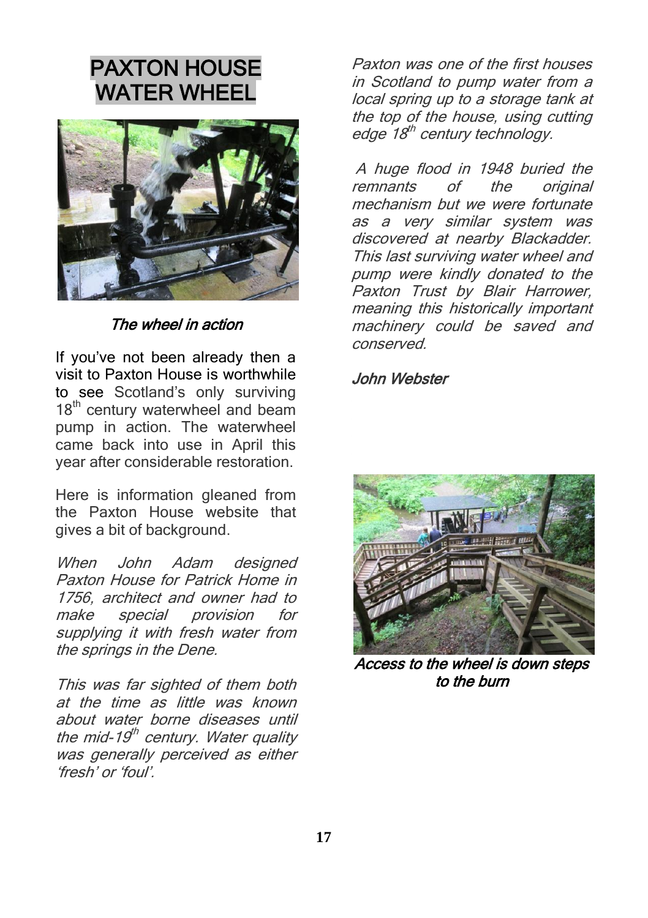# PAXTON HOUSE WATER WHEEL

*The wheel in action*

If you've not been already then a visit to Paxton House is worthwhile to see Scotland's only surviving $18^{th}$ century waterwheel and beam pump in action. The waterwheel came back into use in April this year after considerable restoration.

Here is information gleaned from the Paxton House website that gives a bit of background.

*When John Adam designed Paxton House for Patrick Home in 1756, architect and owner had to make special provision for supplying it with fresh water from the springs in the Dene.*

*This was far sighted of them both at the time as little was known about water borne diseases until the mid-$19^{th}$ century. Water quality was generally perceived as either 'fresh' or 'foul'.*

*Paxton was one of the first houses in Scotland to pump water from a local spring up to a storage tank at the top of the house, using cutting edge $18^{th}$ century technology.*

*A huge flood in 1948 buried the remnants of the original mechanism but we were fortunate as a very similar system was discovered at nearby Blackadder. This last surviving water wheel and pump were kindly donated to the Paxton Trust by Blair Harrower, meaning this historically important machinery could be saved and conserved.*

*John Webster*

*Access to the wheel is down steps to the burn*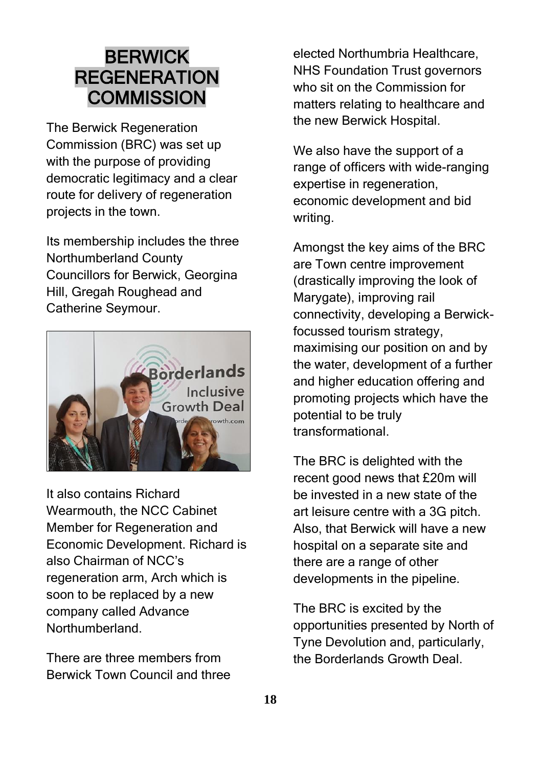# BERWICK REGENERATION COMMISSION

The Berwick Regeneration Commission (BRC) was set up with the purpose of providing democratic legitimacy and a clear route for delivery of regeneration projects in the town.

Its membership includes the three Northumberland County Councillors for Berwick, Georgina Hill, Gregah Roughead and Catherine Seymour.

It also contains Richard Wearmouth, the NCC Cabinet Member for Regeneration and Economic Development. Richard is also Chairman of NCC's regeneration arm, Arch which is soon to be replaced by a new company called Advance Northumberland.

There are three members from Berwick Town Council and three elected Northumbria Healthcare, NHS Foundation Trust governors who sit on the Commission for matters relating to healthcare and the new Berwick Hospital.

We also have the support of a range of officers with wide-ranging expertise in regeneration, economic development and bid writing.

Amongst the key aims of the BRC are Town centre improvement (drastically improving the look of Marygate), improving rail connectivity, developing a Berwick-focussed tourism strategy, maximising our position on and by the water, development of a further and higher education offering and promoting projects which have the potential to be truly transformational.

The BRC is delighted with the recent good news that £20m will be invested in a new state of the art leisure centre with a 3G pitch. Also, that Berwick will have a new hospital on a separate site and there are a range of other developments in the pipeline.

The BRC is excited by the opportunities presented by North of Tyne Devolution and, particularly, the Borderlands Growth Deal.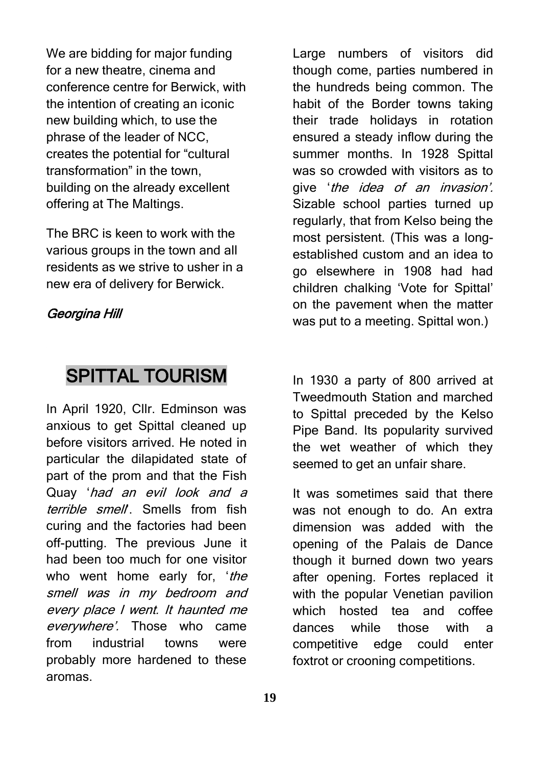We are bidding for major funding for a new theatre, cinema and conference centre for Berwick, with the intention of creating an iconic new building which, to use the phrase of the leader of NCC, creates the potential for "cultural transformation" in the town, building on the already excellent offering at The Maltings.

The BRC is keen to work with the various groups in the town and all residents as we strive to usher in a new era of delivery for Berwick.

*Georgina Hill*

## SPITTAL TOURISM

In April 1920, Cllr. Edminson was anxious to get Spittal cleaned up before visitors arrived. He noted in particular the dilapidated state of part of the prom and that the Fish Quay '*had an evil look and a terrible smell*'. Smells from fish curing and the factories had been off-putting. The previous June it had been too much for one visitor who went home early for, '*the smell was in my bedroom and every place I went. It haunted me everywhere'.* Those who came from industrial towns were probably more hardened to these aromas.

Large numbers of visitors did though come, parties numbered in the hundreds being common. The habit of the Border towns taking their trade holidays in rotation ensured a steady inflow during the summer months. In 1928 Spittal was so crowded with visitors as to give '*the idea of an invasion'.* Sizable school parties turned up regularly, that from Kelso being the most persistent. (This was a long-established custom and an idea to go elsewhere in 1908 had had children chalking 'Vote for Spittal' on the pavement when the matter was put to a meeting. Spittal won.)

In 1930 a party of 800 arrived at Tweedmouth Station and marched to Spittal preceded by the Kelso Pipe Band. Its popularity survived the wet weather of which they seemed to get an unfair share.

It was sometimes said that there was not enough to do. An extra dimension was added with the opening of the Palais de Dance though it burned down two years after opening. Fortes replaced it with the popular Venetian pavilion which hosted tea and coffee dances while those with a competitive edge could enter foxtrot or crooning competitions.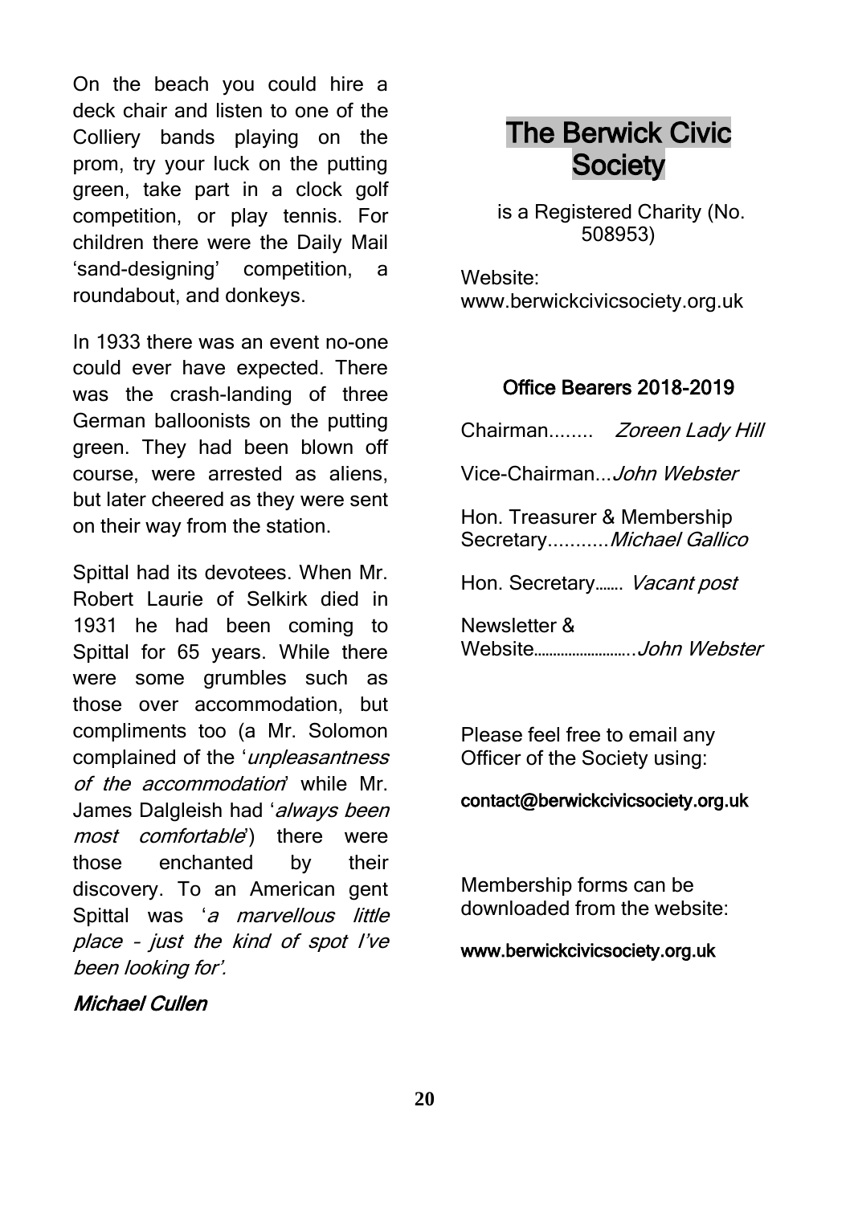On the beach you could hire a deck chair and listen to one of the Colliery bands playing on the prom, try your luck on the putting green, take part in a clock golf competition, or play tennis. For children there were the Daily Mail 'sand-designing' competition, a roundabout, and donkeys.

In 1933 there was an event no-one could ever have expected. There was the crash-landing of three German balloonists on the putting green. They had been blown off course, were arrested as aliens, but later cheered as they were sent on their way from the station.

Spittal had its devotees. When Mr. Robert Laurie of Selkirk died in 1931 he had been coming to Spittal for 65 years. While there were some grumbles such as those over accommodation, but compliments too (a Mr. Solomon complained of the '*unpleasantness of the accommodation*' while Mr. James Dalgleish had '*always been most comfortable*') there were those enchanted by their discovery. To an American gent Spittal was '*a marvellous little place – just the kind of spot I've been looking for'.*

***Michael Cullen***

# The Berwick Civic Society

is a Registered Charity (No. 508953)

Website:
www.berwickcivicsociety.org.uk

**Office Bearers 2018-2019**

Chairman........ *Zoreen Lady Hill*

Vice-Chairman...*John Webster*

Hon. Treasurer & Membership Secretary...........*Michael Gallico*

Hon. Secretary....... *Vacant post*

Newsletter & Website...........................*John Webster*

Please feel free to email any Officer of the Society using:

**contact@berwickcivicsociety.org.uk**

Membership forms can be downloaded from the website:

**www.berwickcivicsociety.org.uk**